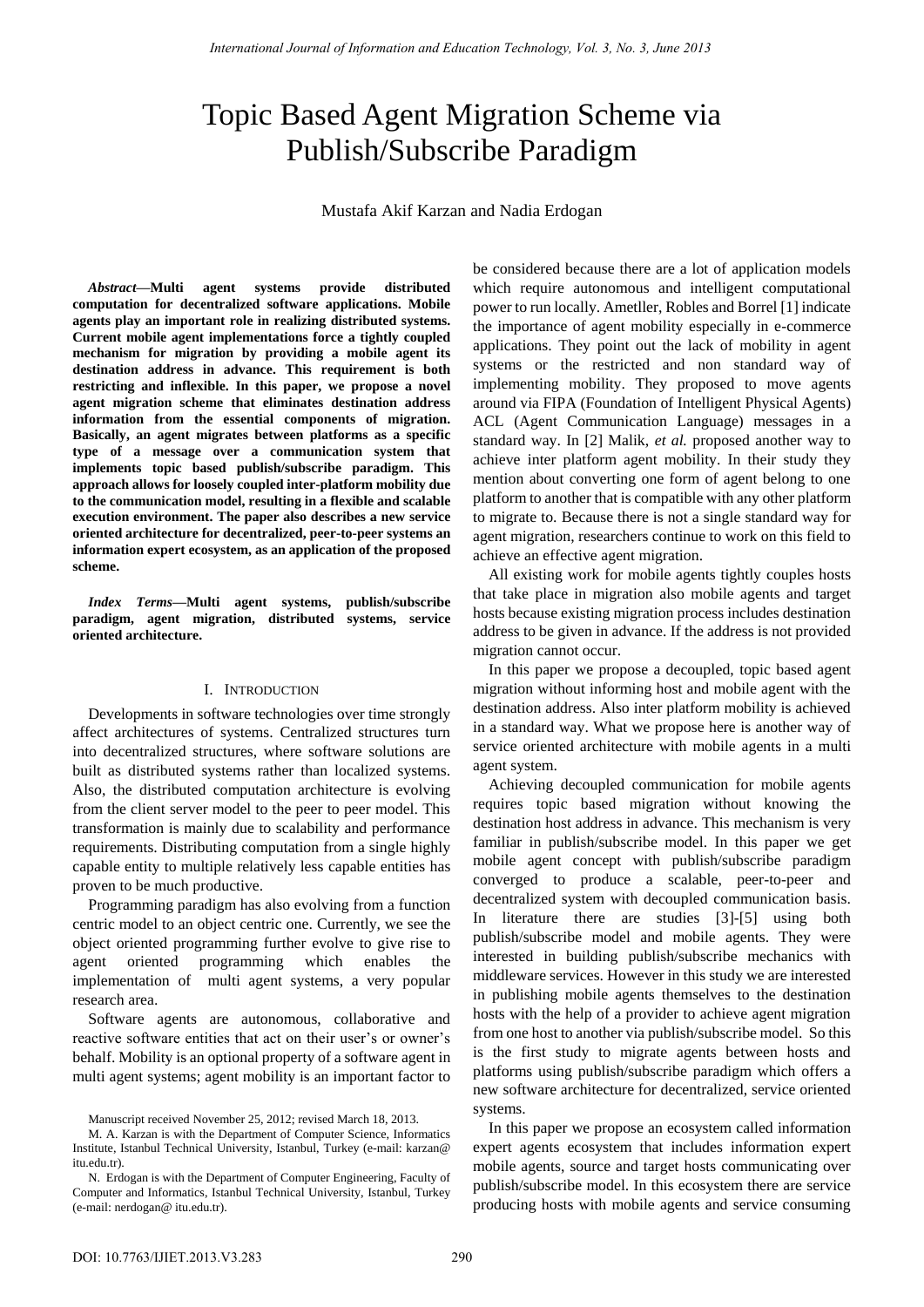# Topic Based Agent Migration Scheme via Publish/Subscribe Paradigm

Mustafa Akif Karzan and Nadia Erdogan

***Abstract*—Multi agent systems provide distributed computation for decentralized software applications. Mobile agents play an important role in realizing distributed systems. Current mobile agent implementations force a tightly coupled mechanism for migration by providing a mobile agent its destination address in advance. This requirement is both restricting and inflexible. In this paper, we propose a novel agent migration scheme that eliminates destination address information from the essential components of migration. Basically, an agent migrates between platforms as a specific type of a message over a communication system that implements topic based publish/subscribe paradigm. This approach allows for loosely coupled inter-platform mobility due to the communication model, resulting in a flexible and scalable execution environment. The paper also describes a new service oriented architecture for decentralized, peer-to-peer systems an information expert ecosystem, as an application of the proposed scheme.**

***Index Terms*—Multi agent systems, publish/subscribe paradigm, agent migration, distributed systems, service oriented architecture.**

## I. Introduction

Developments in software technologies over time strongly affect architectures of systems. Centralized structures turn into decentralized structures, where software solutions are built as distributed systems rather than localized systems. Also, the distributed computation architecture is evolving from the client server model to the peer to peer model. This transformation is mainly due to scalability and performance requirements. Distributing computation from a single highly capable entity to multiple relatively less capable entities has proven to be much productive.

Programming paradigm has also evolving from a function centric model to an object centric one. Currently, we see the object oriented programming further evolve to give rise to agent oriented programming which enables the implementation of multi agent systems, a very popular research area.

Software agents are autonomous, collaborative and reactive software entities that act on their user's or owner's behalf. Mobility is an optional property of a software agent in multi agent systems; agent mobility is an important factor to be considered because there are a lot of application models which require autonomous and intelligent computational power to run locally. Ametller, Robles and Borrel [1] indicate the importance of agent mobility especially in e-commerce applications. They point out the lack of mobility in agent systems or the restricted and non standard way of implementing mobility. They proposed to move agents around via FIPA (Foundation of Intelligent Physical Agents) ACL (Agent Communication Language) messages in a standard way. In [2] Malik, *et al.* proposed another way to achieve inter platform agent mobility. In their study they mention about converting one form of agent belong to one platform to another that is compatible with any other platform to migrate to. Because there is not a single standard way for agent migration, researchers continue to work on this field to achieve an effective agent migration.

All existing work for mobile agents tightly couples hosts that take place in migration also mobile agents and target hosts because existing migration process includes destination address to be given in advance. If the address is not provided migration cannot occur.

In this paper we propose a decoupled, topic based agent migration without informing host and mobile agent with the destination address. Also inter platform mobility is achieved in a standard way. What we propose here is another way of service oriented architecture with mobile agents in a multi agent system.

Achieving decoupled communication for mobile agents requires topic based migration without knowing the destination host address in advance. This mechanism is very familiar in publish/subscribe model. In this paper we get mobile agent concept with publish/subscribe paradigm converged to produce a scalable, peer-to-peer and decentralized system with decoupled communication basis. In literature there are studies [3]-[5] using both publish/subscribe model and mobile agents. They were interested in building publish/subscribe mechanics with middleware services. However in this study we are interested in publishing mobile agents themselves to the destination hosts with the help of a provider to achieve agent migration from one host to another via publish/subscribe model. So this is the first study to migrate agents between hosts and platforms using publish/subscribe paradigm which offers a new software architecture for decentralized, service oriented systems.

In this paper we propose an ecosystem called information expert agents ecosystem that includes information expert mobile agents, source and target hosts communicating over publish/subscribe model. In this ecosystem there are service producing hosts with mobile agents and service consuming

Manuscript received November 25, 2012; revised March 18, 2013.

M. A. Karzan is with the Department of Computer Science, Informatics Institute, Istanbul Technical University, Istanbul, Turkey (e-mail: karzan@ itu.edu.tr).

N. Erdogan is with the Department of Computer Engineering, Faculty of Computer and Informatics, Istanbul Technical University, Istanbul, Turkey (e-mail: nerdogan@ itu.edu.tr).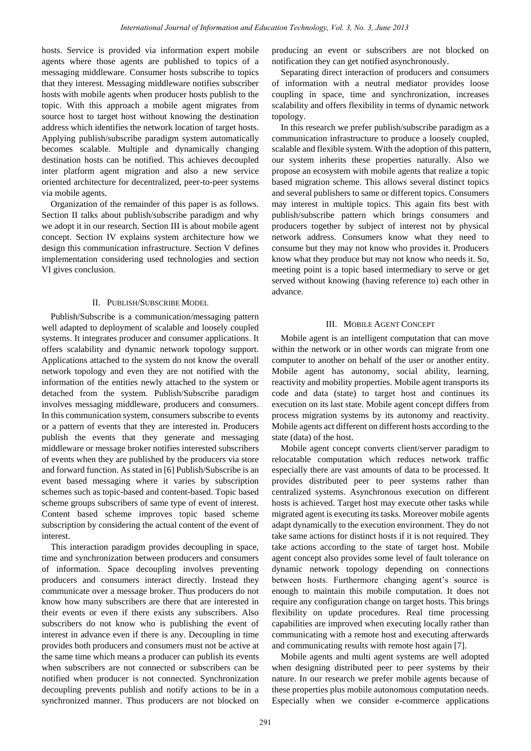hosts. Service is provided via information expert mobile agents where those agents are published to topics of a messaging middleware. Consumer hosts subscribe to topics that they interest. Messaging middleware notifies subscriber hosts with mobile agents when producer hosts publish to the topic. With this approach a mobile agent migrates from source host to target host without knowing the destination address which identifies the network location of target hosts. Applying publish/subscribe paradigm system automatically becomes scalable. Multiple and dynamically changing destination hosts can be notified. This achieves decoupled inter platform agent migration and also a new service oriented architecture for decentralized, peer-to-peer systems via mobile agents.

Organization of the remainder of this paper is as follows. Section II talks about publish/subscribe paradigm and why we adopt it in our research. Section III is about mobile agent concept. Section IV explains system architecture how we design this communication infrastructure. Section V defines implementation considering used technologies and section VI gives conclusion.

## II. Publish/Subscribe Model

Publish/Subscribe is a communication/messaging pattern well adapted to deployment of scalable and loosely coupled systems. It integrates producer and consumer applications. It offers scalability and dynamic network topology support. Applications attached to the system do not know the overall network topology and even they are not notified with the information of the entities newly attached to the system or detached from the system. Publish/Subscribe paradigm involves messaging middleware, producers and consumers. In this communication system, consumers subscribe to events or a pattern of events that they are interested in. Producers publish the events that they generate and messaging middleware or message broker notifies interested subscribers of events when they are published by the producers via store and forward function. As stated in [6] Publish/Subscribe is an event based messaging where it varies by subscription schemes such as topic-based and content-based. Topic based scheme groups subscribers of same type of event of interest. Content based scheme improves topic based scheme subscription by considering the actual content of the event of interest.

This interaction paradigm provides decoupling in space, time and synchronization between producers and consumers of information. Space decoupling involves preventing producers and consumers interact directly. Instead they communicate over a message broker. Thus producers do not know how many subscribers are there that are interested in their events or even if there exists any subscribers. Also subscribers do not know who is publishing the event of interest in advance even if there is any. Decoupling in time provides both producers and consumers must not be active at the same time which means a producer can publish its events when subscribers are not connected or subscribers can be notified when producer is not connected. Synchronization decoupling prevents publish and notify actions to be in a synchronized manner. Thus producers are not blocked on producing an event or subscribers are not blocked on notification they can get notified asynchronously.

Separating direct interaction of producers and consumers of information with a neutral mediator provides loose coupling in space, time and synchronization, increases scalability and offers flexibility in terms of dynamic network topology.

In this research we prefer publish/subscribe paradigm as a communication infrastructure to produce a loosely coupled, scalable and flexible system. With the adoption of this pattern, our system inherits these properties naturally. Also we propose an ecosystem with mobile agents that realize a topic based migration scheme. This allows several distinct topics and several publishers to same or different topics. Consumers may interest in multiple topics. This again fits best with publish/subscribe pattern which brings consumers and producers together by subject of interest not by physical network address. Consumers know what they need to consume but they may not know who provides it. Producers know what they produce but may not know who needs it. So, meeting point is a topic based intermediary to serve or get served without knowing (having reference to) each other in advance.

## III. Mobile Agent Concept

Mobile agent is an intelligent computation that can move within the network or in other words can migrate from one computer to another on behalf of the user or another entity. Mobile agent has autonomy, social ability, learning, reactivity and mobility properties. Mobile agent transports its code and data (state) to target host and continues its execution on its last state. Mobile agent concept differs from process migration systems by its autonomy and reactivity. Mobile agents act different on different hosts according to the state (data) of the host.

Mobile agent concept converts client/server paradigm to relocatable computation which reduces network traffic especially there are vast amounts of data to be processed. It provides distributed peer to peer systems rather than centralized systems. Asynchronous execution on different hosts is achieved. Target host may execute other tasks while migrated agent is executing its tasks. Moreover mobile agents adapt dynamically to the execution environment. They do not take same actions for distinct hosts if it is not required. They take actions according to the state of target host. Mobile agent concept also provides some level of fault tolerance on dynamic network topology depending on connections between hosts. Furthermore changing agent's source is enough to maintain this mobile computation. It does not require any configuration change on target hosts. This brings flexibility on update procedures. Real time processing capabilities are improved when executing locally rather than communicating with a remote host and executing afterwards and communicating results with remote host again [7].

Mobile agents and multi agent systems are well adopted when designing distributed peer to peer systems by their nature. In our research we prefer mobile agents because of these properties plus mobile autonomous computation needs. Especially when we consider e-commerce applications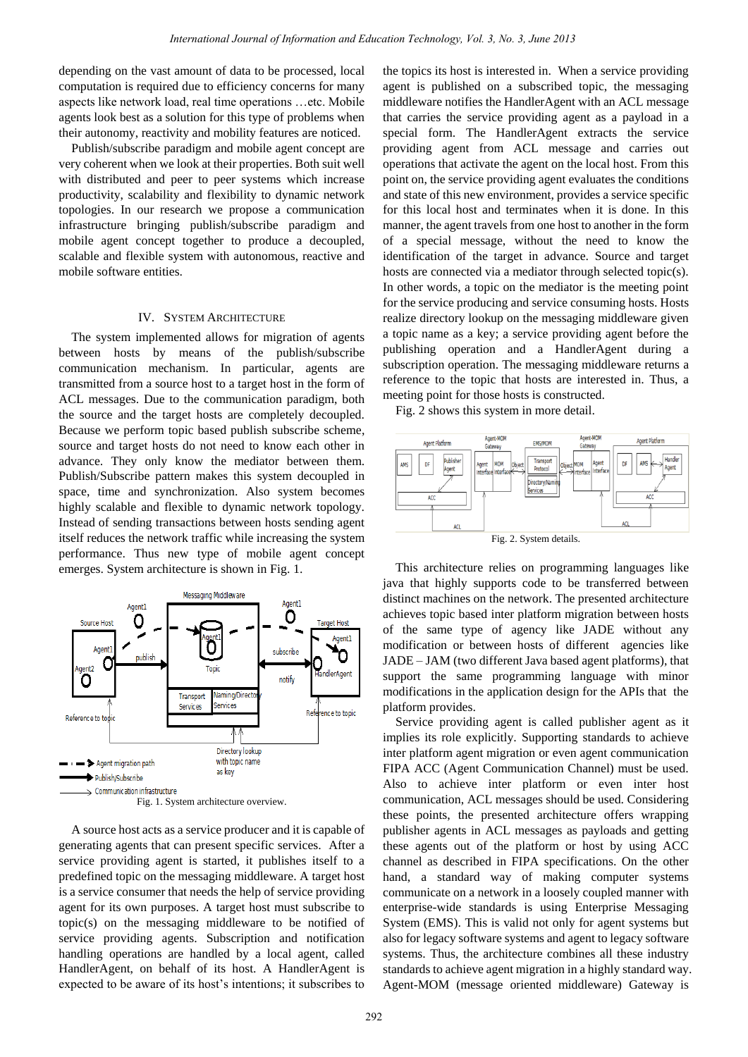depending on the vast amount of data to be processed, local computation is required due to efficiency concerns for many aspects like network load, real time operations …etc. Mobile agents look best as a solution for this type of problems when their autonomy, reactivity and mobility features are noticed.

Publish/subscribe paradigm and mobile agent concept are very coherent when we look at their properties. Both suit well with distributed and peer to peer systems which increase productivity, scalability and flexibility to dynamic network topologies. In our research we propose a communication infrastructure bringing publish/subscribe paradigm and mobile agent concept together to produce a decoupled, scalable and flexible system with autonomous, reactive and mobile software entities.

## IV. System Architecture

The system implemented allows for migration of agents between hosts by means of the publish/subscribe communication mechanism. In particular, agents are transmitted from a source host to a target host in the form of ACL messages. Due to the communication paradigm, both the source and the target hosts are completely decoupled. Because we perform topic based publish subscribe scheme, source and target hosts do not need to know each other in advance. They only know the mediator between them. Publish/Subscribe pattern makes this system decoupled in space, time and synchronization. Also system becomes highly scalable and flexible to dynamic network topology. Instead of sending transactions between hosts sending agent itself reduces the network traffic while increasing the system performance. Thus new type of mobile agent concept emerges. System architecture is shown in Fig. 1.

Fig. 1. System architecture overview.

A source host acts as a service producer and it is capable of generating agents that can present specific services. After a service providing agent is started, it publishes itself to a predefined topic on the messaging middleware. A target host is a service consumer that needs the help of service providing agent for its own purposes. A target host must subscribe to topic(s) on the messaging middleware to be notified of service providing agents. Subscription and notification handling operations are handled by a local agent, called HandlerAgent, on behalf of its host. A HandlerAgent is expected to be aware of its host's intentions; it subscribes to the topics its host is interested in. When a service providing agent is published on a subscribed topic, the messaging middleware notifies the HandlerAgent with an ACL message that carries the service providing agent as a payload in a special form. The HandlerAgent extracts the service providing agent from ACL message and carries out operations that activate the agent on the local host. From this point on, the service providing agent evaluates the conditions and state of this new environment, provides a service specific for this local host and terminates when it is done. In this manner, the agent travels from one host to another in the form of a special message, without the need to know the identification of the target in advance. Source and target hosts are connected via a mediator through selected topic(s). In other words, a topic on the mediator is the meeting point for the service producing and service consuming hosts. Hosts realize directory lookup on the messaging middleware given a topic name as a key; a service providing agent before the publishing operation and a HandlerAgent during a subscription operation. The messaging middleware returns a reference to the topic that hosts are interested in. Thus, a meeting point for those hosts is constructed.

Fig. 2 shows this system in more detail.

Fig. 2. System details.

This architecture relies on programming languages like java that highly supports code to be transferred between distinct machines on the network. The presented architecture achieves topic based inter platform migration between hosts of the same type of agency like JADE without any modification or between hosts of different agencies like JADE – JAM (two different Java based agent platforms), that support the same programming language with minor modifications in the application design for the APIs that the platform provides.

Service providing agent is called publisher agent as it implies its role explicitly. Supporting standards to achieve inter platform agent migration or even agent communication FIPA ACC (Agent Communication Channel) must be used. Also to achieve inter platform or even inter host communication, ACL messages should be used. Considering these points, the presented architecture offers wrapping publisher agents in ACL messages as payloads and getting these agents out of the platform or host by using ACC channel as described in FIPA specifications. On the other hand, a standard way of making computer systems communicate on a network in a loosely coupled manner with enterprise-wide standards is using Enterprise Messaging System (EMS). This is valid not only for agent systems but also for legacy software systems and agent to legacy software systems. Thus, the architecture combines all these industry standards to achieve agent migration in a highly standard way. Agent-MOM (message oriented middleware) Gateway is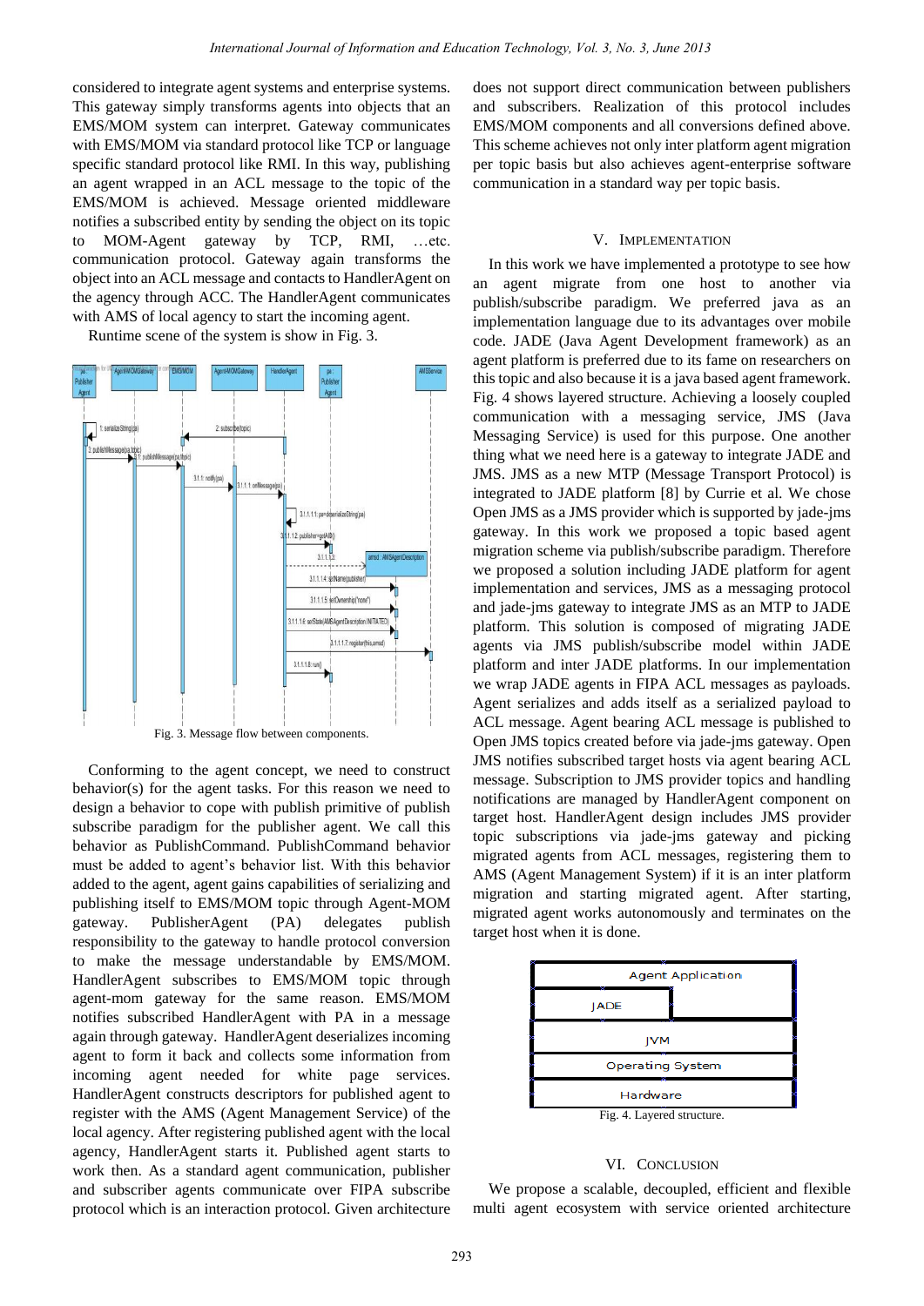considered to integrate agent systems and enterprise systems. This gateway simply transforms agents into objects that an EMS/MOM system can interpret. Gateway communicates with EMS/MOM via standard protocol like TCP or language specific standard protocol like RMI. In this way, publishing an agent wrapped in an ACL message to the topic of the EMS/MOM is achieved. Message oriented middleware notifies a subscribed entity by sending the object on its topic to MOM-Agent gateway by TCP, RMI, …etc. communication protocol. Gateway again transforms the object into an ACL message and contacts to HandlerAgent on the agency through ACC. The HandlerAgent communicates with AMS of local agency to start the incoming agent.

Runtime scene of the system is show in Fig. 3.

Fig. 3. Message flow between components.

Conforming to the agent concept, we need to construct behavior(s) for the agent tasks. For this reason we need to design a behavior to cope with publish primitive of publish subscribe paradigm for the publisher agent. We call this behavior as PublishCommand. PublishCommand behavior must be added to agent's behavior list. With this behavior added to the agent, agent gains capabilities of serializing and publishing itself to EMS/MOM topic through Agent-MOM gateway. PublisherAgent (PA) delegates publish responsibility to the gateway to handle protocol conversion to make the message understandable by EMS/MOM. HandlerAgent subscribes to EMS/MOM topic through agent-mom gateway for the same reason. EMS/MOM notifies subscribed HandlerAgent with PA in a message again through gateway. HandlerAgent deserializes incoming agent to form it back and collects some information from incoming agent needed for white page services. HandlerAgent constructs descriptors for published agent to register with the AMS (Agent Management Service) of the local agency. After registering published agent with the local agency, HandlerAgent starts it. Published agent starts to work then. As a standard agent communication, publisher and subscriber agents communicate over FIPA subscribe protocol which is an interaction protocol. Given architecture does not support direct communication between publishers and subscribers. Realization of this protocol includes EMS/MOM components and all conversions defined above. This scheme achieves not only inter platform agent migration per topic basis but also achieves agent-enterprise software communication in a standard way per topic basis.

## V. Implementation

In this work we have implemented a prototype to see how an agent migrate from one host to another via publish/subscribe paradigm. We preferred java as an implementation language due to its advantages over mobile code. JADE (Java Agent Development framework) as an agent platform is preferred due to its fame on researchers on this topic and also because it is a java based agent framework. Fig. 4 shows layered structure. Achieving a loosely coupled communication with a messaging service, JMS (Java Messaging Service) is used for this purpose. One another thing what we need here is a gateway to integrate JADE and JMS. JMS as a new MTP (Message Transport Protocol) is integrated to JADE platform [8] by Currie et al. We chose Open JMS as a JMS provider which is supported by jade-jms gateway. In this work we proposed a topic based agent migration scheme via publish/subscribe paradigm. Therefore we proposed a solution including JADE platform for agent implementation and services, JMS as a messaging protocol and jade-jms gateway to integrate JMS as an MTP to JADE platform. This solution is composed of migrating JADE agents via JMS publish/subscribe model within JADE platform and inter JADE platforms. In our implementation we wrap JADE agents in FIPA ACL messages as payloads. Agent serializes and adds itself as a serialized payload to ACL message. Agent bearing ACL message is published to Open JMS topics created before via jade-jms gateway. Open JMS notifies subscribed target hosts via agent bearing ACL message. Subscription to JMS provider topics and handling notifications are managed by HandlerAgent component on target host. HandlerAgent design includes JMS provider topic subscriptions via jade-jms gateway and picking migrated agents from ACL messages, registering them to AMS (Agent Management System) if it is an inter platform migration and starting migrated agent. After starting, migrated agent works autonomously and terminates on the target host when it is done.

Fig. 4. Layered structure.

## VI. Conclusion

We propose a scalable, decoupled, efficient and flexible multi agent ecosystem with service oriented architecture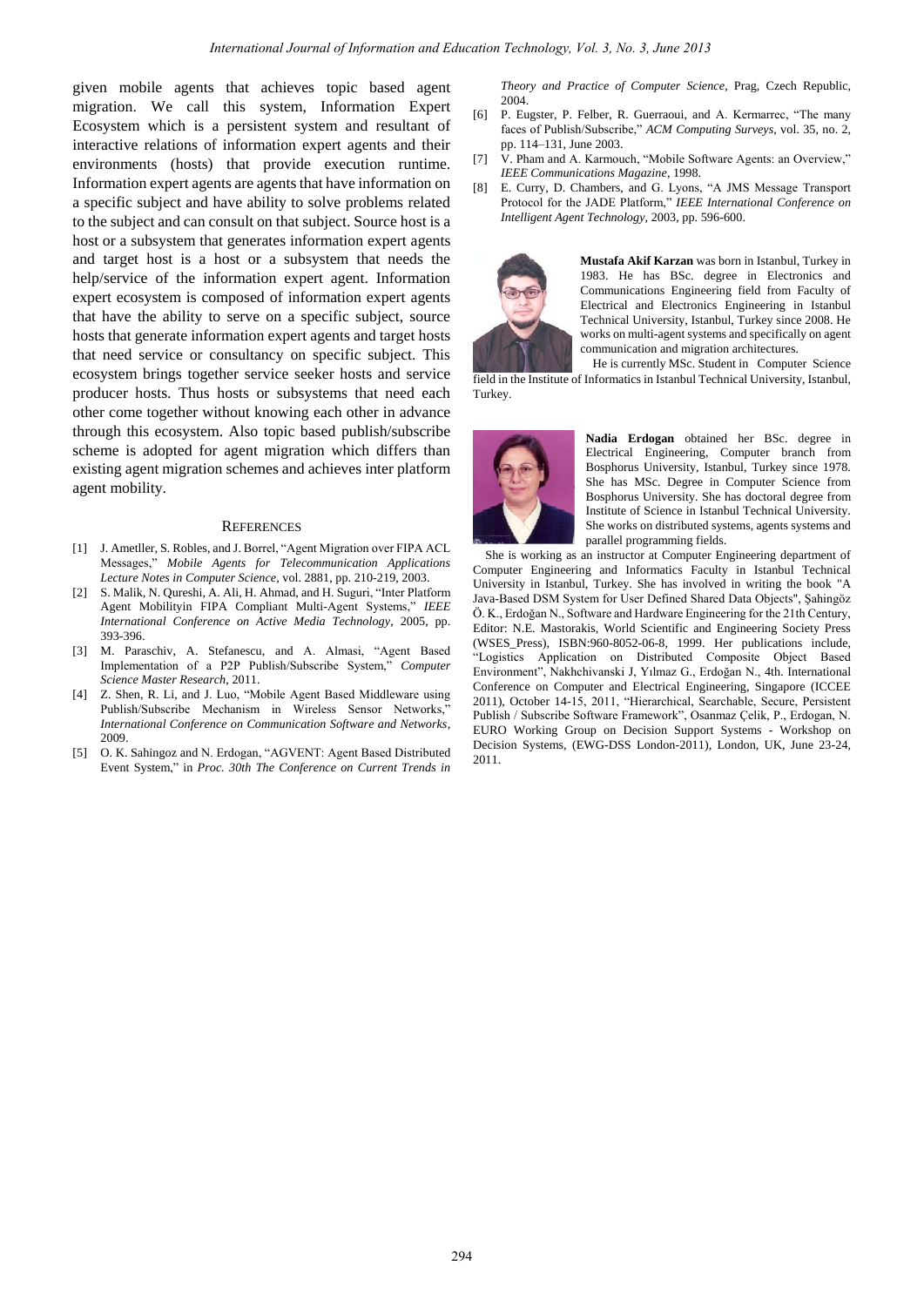given mobile agents that achieves topic based agent migration. We call this system, Information Expert Ecosystem which is a persistent system and resultant of interactive relations of information expert agents and their environments (hosts) that provide execution runtime. Information expert agents are agents that have information on a specific subject and have ability to solve problems related to the subject and can consult on that subject. Source host is a host or a subsystem that generates information expert agents and target host is a host or a subsystem that needs the help/service of the information expert agent. Information expert ecosystem is composed of information expert agents that have the ability to serve on a specific subject, source hosts that generate information expert agents and target hosts that need service or consultancy on specific subject. This ecosystem brings together service seeker hosts and service producer hosts. Thus hosts or subsystems that need each other come together without knowing each other in advance through this ecosystem. Also topic based publish/subscribe scheme is adopted for agent migration which differs than existing agent migration schemes and achieves inter platform agent mobility.

## References

[1] J. Ametller, S. Robles, and J. Borrel, "Agent Migration over FIPA ACL Messages," *Mobile Agents for Telecommunication Applications Lecture Notes in Computer Science*, vol. 2881, pp. 210-219, 2003.

[2] S. Malik, N. Qureshi, A. Ali, H. Ahmad, and H. Suguri, "Inter Platform Agent Mobilityin FIPA Compliant Multi-Agent Systems," *IEEE International Conference on Active Media Technology*, 2005, pp. 393-396.

[3] M. Paraschiv, A. Stefanescu, and A. Almasi, "Agent Based Implementation of a P2P Publish/Subscribe System," *Computer Science Master Research*, 2011.

[4] Z. Shen, R. Li, and J. Luo, "Mobile Agent Based Middleware using Publish/Subscribe Mechanism in Wireless Sensor Networks," *International Conference on Communication Software and Networks*, 2009.

[5] O. K. Sahingoz and N. Erdogan, "AGVENT: Agent Based Distributed Event System," in *Proc. 30th The Conference on Current Trends in Theory and Practice of Computer Science*, Prag, Czech Republic, 2004.

[6] P. Eugster, P. Felber, R. Guerraoui, and A. Kermarrec, "The many faces of Publish/Subscribe," *ACM Computing Surveys*, vol. 35, no. 2, pp. 114–131, June 2003.

[7] V. Pham and A. Karmouch, "Mobile Software Agents: an Overview," *IEEE Communications Magazine*, 1998.

[8] E. Curry, D. Chambers, and G. Lyons, "A JMS Message Transport Protocol for the JADE Platform," *IEEE International Conference on Intelligent Agent Technology*, 2003, pp. 596-600.

**Mustafa Akif Karzan** was born in Istanbul, Turkey in 1983. He has BSc. degree in Electronics and Communications Engineering field from Faculty of Electrical and Electronics Engineering in Istanbul Technical University, Istanbul, Turkey since 2008. He works on multi-agent systems and specifically on agent communication and migration architectures.

He is currently MSc. Student in Computer Science field in the Institute of Informatics in Istanbul Technical University, Istanbul, Turkey.

**Nadia Erdogan** obtained her BSc. degree in Electrical Engineering, Computer branch from Bosphorus University, Istanbul, Turkey since 1978. She has MSc. Degree in Computer Science from Bosphorus University. She has doctoral degree from Institute of Science in Istanbul Technical University. She works on distributed systems, agents systems and parallel programming fields.

She is working as an instructor at Computer Engineering department of Computer Engineering and Informatics Faculty in Istanbul Technical University in Istanbul, Turkey. She has involved in writing the book "A Java-Based DSM System for User Defined Shared Data Objects", Şahingöz Ö. K., Erdoğan N., Software and Hardware Engineering for the 21th Century, Editor: N.E. Mastorakis, World Scientific and Engineering Society Press (WSES_Press), ISBN:960-8052-06-8, 1999. Her publications include, "Logistics Application on Distributed Composite Object Based Environment", Nakhchivanski J, Yılmaz G., Erdoğan N., 4th. International Conference on Computer and Electrical Engineering, Singapore (ICCEE 2011), October 14-15, 2011, "Hierarchical, Searchable, Secure, Persistent Publish / Subscribe Software Framework", Osanmaz Çelik, P., Erdogan, N. EURO Working Group on Decision Support Systems - Workshop on Decision Systems, (EWG-DSS London-2011), London, UK, June 23-24, 2011.